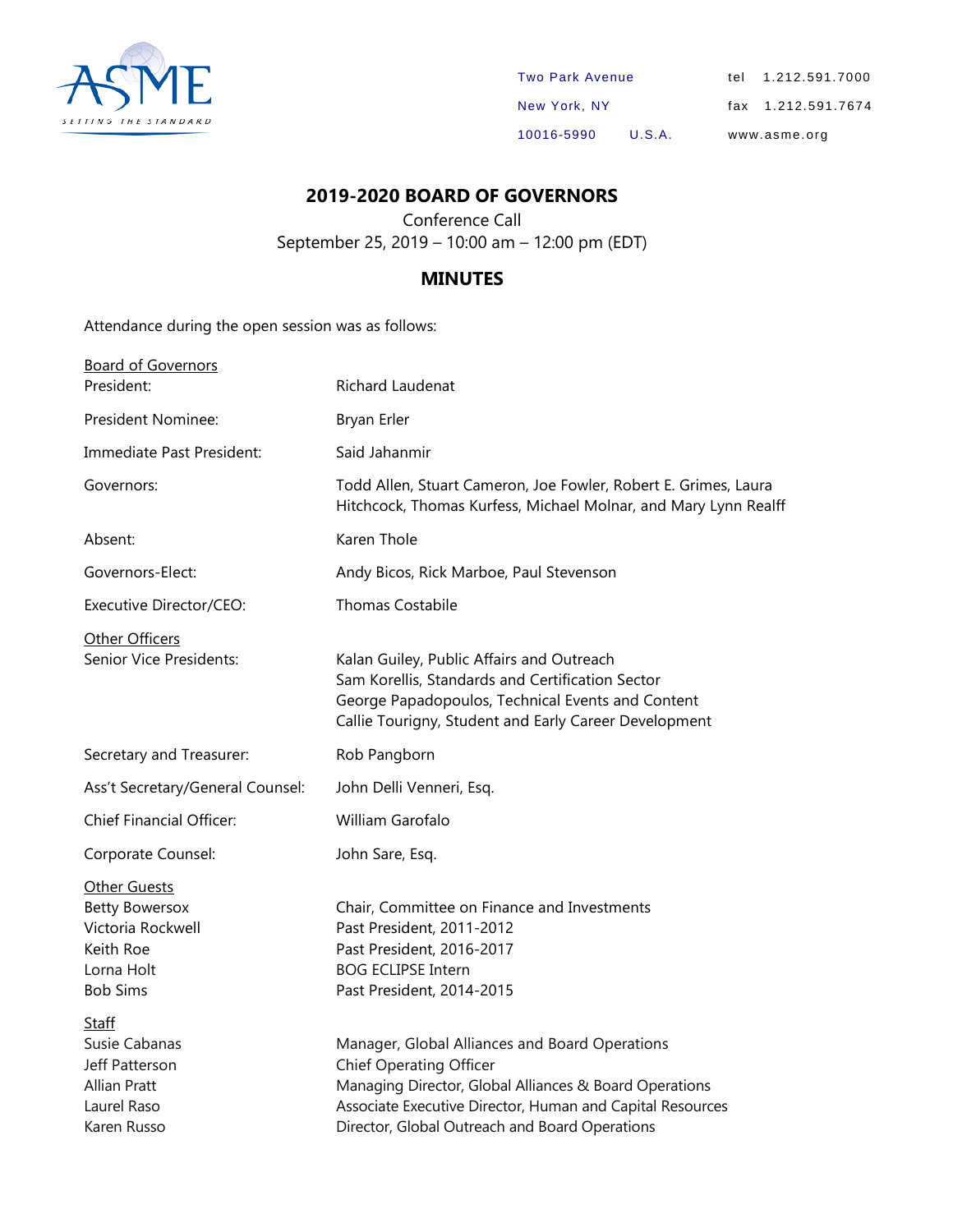ASME
SETTING THE STANDARD

Two Park Avenue
New York, NY
10016-5990 U.S.A.

tel 1.212.591.7000
fax 1.212.591.7674
www.asme.org

# 2019-2020 BOARD OF GOVERNORS

Conference Call
September 25, 2019 – 10:00 am – 12:00 pm (EDT)

## MINUTES

Attendance during the open session was as follows:

| | |
|---|---|
| Board of Governors | |
| President: | Richard Laudenat |
| President Nominee: | Bryan Erler |
| Immediate Past President: | Said Jahanmir |
| Governors: | Todd Allen, Stuart Cameron, Joe Fowler, Robert E. Grimes, Laura Hitchcock, Thomas Kurfess, Michael Molnar, and Mary Lynn Realff |
| Absent: | Karen Thole |
| Governors-Elect: | Andy Bicos, Rick Marboe, Paul Stevenson |
| Executive Director/CEO: | Thomas Costabile |
| Other Officers | |
| Senior Vice Presidents: | Kalan Guiley, Public Affairs and Outreach<br>Sam Korellis, Standards and Certification Sector<br>George Papadopoulos, Technical Events and Content<br>Callie Tourigny, Student and Early Career Development |
| Secretary and Treasurer: | Rob Pangborn |
| Ass't Secretary/General Counsel: | John Delli Venneri, Esq. |
| Chief Financial Officer: | William Garofalo |
| Corporate Counsel: | John Sare, Esq. |
| Other Guests | |
| Betty Bowersox | Chair, Committee on Finance and Investments |
| Victoria Rockwell | Past President, 2011-2012 |
| Keith Roe | Past President, 2016-2017 |
| Lorna Holt | BOG ECLIPSE Intern |
| Bob Sims | Past President, 2014-2015 |
| Staff | |
| Susie Cabanas | Manager, Global Alliances and Board Operations |
| Jeff Patterson | Chief Operating Officer |
| Allian Pratt | Managing Director, Global Alliances & Board Operations |
| Laurel Raso | Associate Executive Director, Human and Capital Resources |
| Karen Russo | Director, Global Outreach and Board Operations |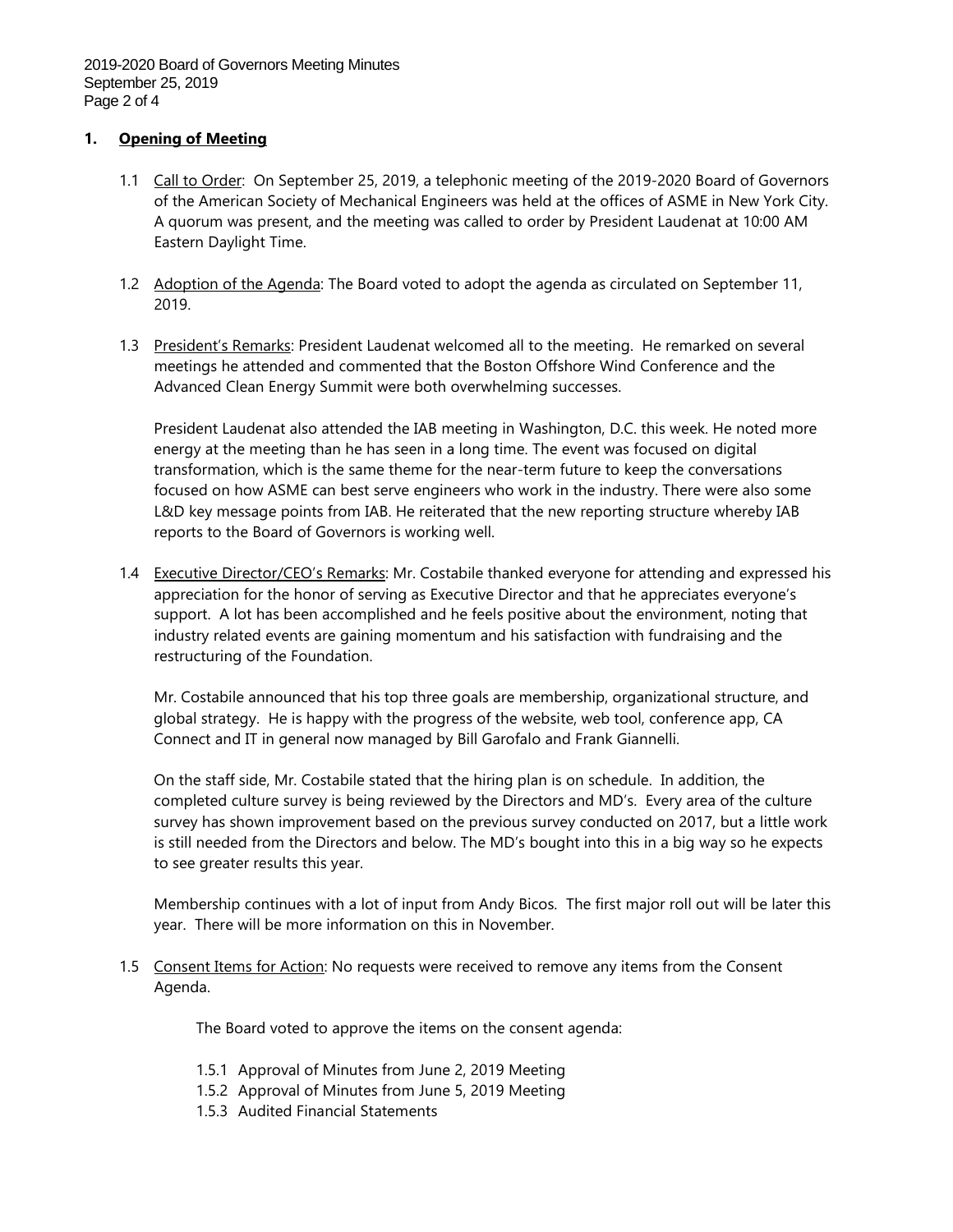## 1. Opening of Meeting

1.1 Call to Order: On September 25, 2019, a telephonic meeting of the 2019-2020 Board of Governors of the American Society of Mechanical Engineers was held at the offices of ASME in New York City. A quorum was present, and the meeting was called to order by President Laudenat at 10:00 AM Eastern Daylight Time.

1.2 Adoption of the Agenda: The Board voted to adopt the agenda as circulated on September 11, 2019.

1.3 President's Remarks: President Laudenat welcomed all to the meeting. He remarked on several meetings he attended and commented that the Boston Offshore Wind Conference and the Advanced Clean Energy Summit were both overwhelming successes.

President Laudenat also attended the IAB meeting in Washington, D.C. this week. He noted more energy at the meeting than he has seen in a long time. The event was focused on digital transformation, which is the same theme for the near-term future to keep the conversations focused on how ASME can best serve engineers who work in the industry. There were also some L&D key message points from IAB. He reiterated that the new reporting structure whereby IAB reports to the Board of Governors is working well.

1.4 Executive Director/CEO's Remarks: Mr. Costabile thanked everyone for attending and expressed his appreciation for the honor of serving as Executive Director and that he appreciates everyone's support. A lot has been accomplished and he feels positive about the environment, noting that industry related events are gaining momentum and his satisfaction with fundraising and the restructuring of the Foundation.

Mr. Costabile announced that his top three goals are membership, organizational structure, and global strategy. He is happy with the progress of the website, web tool, conference app, CA Connect and IT in general now managed by Bill Garofalo and Frank Giannelli.

On the staff side, Mr. Costabile stated that the hiring plan is on schedule. In addition, the completed culture survey is being reviewed by the Directors and MD's. Every area of the culture survey has shown improvement based on the previous survey conducted on 2017, but a little work is still needed from the Directors and below. The MD's bought into this in a big way so he expects to see greater results this year.

Membership continues with a lot of input from Andy Bicos. The first major roll out will be later this year. There will be more information on this in November.

1.5 Consent Items for Action: No requests were received to remove any items from the Consent Agenda.

The Board voted to approve the items on the consent agenda:

1.5.1 Approval of Minutes from June 2, 2019 Meeting
1.5.2 Approval of Minutes from June 5, 2019 Meeting
1.5.3 Audited Financial Statements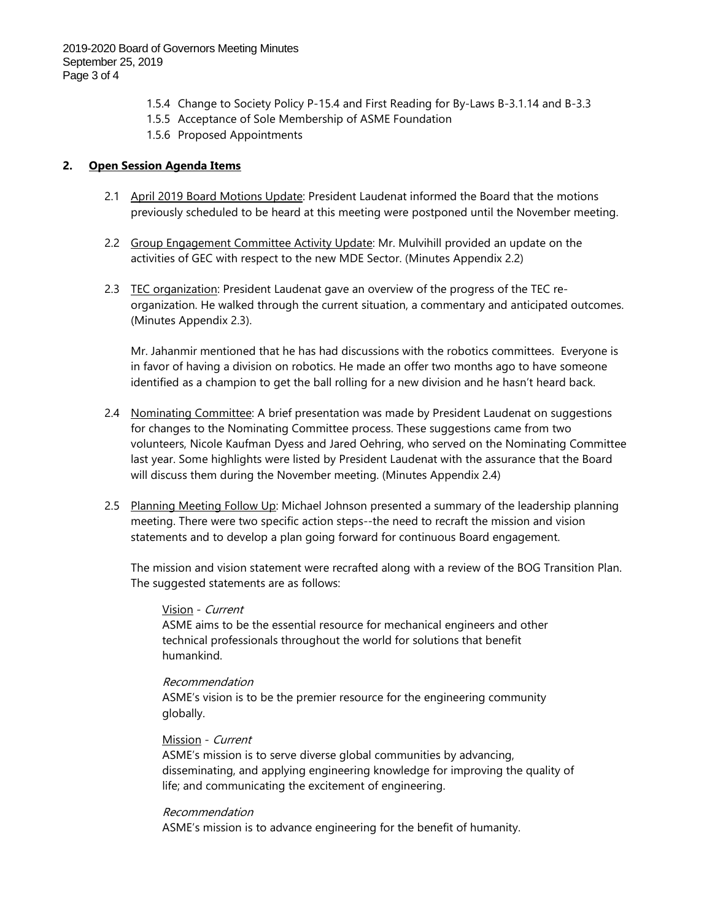1.5.4 Change to Society Policy P-15.4 and First Reading for By-Laws B-3.1.14 and B-3.3
1.5.5 Acceptance of Sole Membership of ASME Foundation
1.5.6 Proposed Appointments

## 2. Open Session Agenda Items

2.1 April 2019 Board Motions Update: President Laudenat informed the Board that the motions previously scheduled to be heard at this meeting were postponed until the November meeting.

2.2 Group Engagement Committee Activity Update: Mr. Mulvihill provided an update on the activities of GEC with respect to the new MDE Sector. (Minutes Appendix 2.2)

2.3 TEC organization: President Laudenat gave an overview of the progress of the TEC re-organization. He walked through the current situation, a commentary and anticipated outcomes. (Minutes Appendix 2.3).

Mr. Jahanmir mentioned that he has had discussions with the robotics committees. Everyone is in favor of having a division on robotics. He made an offer two months ago to have someone identified as a champion to get the ball rolling for a new division and he hasn't heard back.

2.4 Nominating Committee: A brief presentation was made by President Laudenat on suggestions for changes to the Nominating Committee process. These suggestions came from two volunteers, Nicole Kaufman Dyess and Jared Oehring, who served on the Nominating Committee last year. Some highlights were listed by President Laudenat with the assurance that the Board will discuss them during the November meeting. (Minutes Appendix 2.4)

2.5 Planning Meeting Follow Up: Michael Johnson presented a summary of the leadership planning meeting. There were two specific action steps--the need to recraft the mission and vision statements and to develop a plan going forward for continuous Board engagement.

The mission and vision statement were recrafted along with a review of the BOG Transition Plan. The suggested statements are as follows:

Vision - *Current*
ASME aims to be the essential resource for mechanical engineers and other technical professionals throughout the world for solutions that benefit humankind.

*Recommendation*
ASME's vision is to be the premier resource for the engineering community globally.

Mission - *Current*
ASME's mission is to serve diverse global communities by advancing, disseminating, and applying engineering knowledge for improving the quality of life; and communicating the excitement of engineering.

*Recommendation*
ASME's mission is to advance engineering for the benefit of humanity.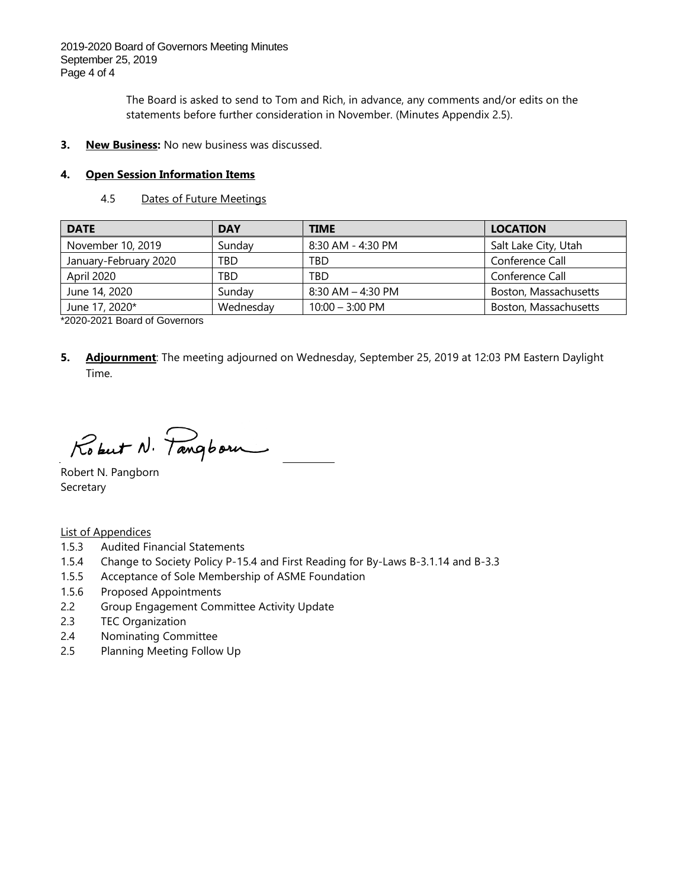The Board is asked to send to Tom and Rich, in advance, any comments and/or edits on the statements before further consideration in November. (Minutes Appendix 2.5).

**3. New Business:** No new business was discussed.

**4. Open Session Information Items**

4.5 Dates of Future Meetings

| DATE | DAY | TIME | LOCATION |
| --- | --- | --- | --- |
| November 10, 2019 | Sunday | 8:30 AM - 4:30 PM | Salt Lake City, Utah |
| January-February 2020 | TBD | TBD | Conference Call |
| April 2020 | TBD | TBD | Conference Call |
| June 14, 2020 | Sunday | 8:30 AM – 4:30 PM | Boston, Massachusetts |
| June 17, 2020* | Wednesday | 10:00 – 3:00 PM | Boston, Massachusetts |

*2020-2021 Board of Governors

**5. Adjournment**: The meeting adjourned on Wednesday, September 25, 2019 at 12:03 PM Eastern Daylight Time.

Robert N. Pangborn
Secretary

List of Appendices

1.5.3 Audited Financial Statements
1.5.4 Change to Society Policy P-15.4 and First Reading for By-Laws B-3.1.14 and B-3.3
1.5.5 Acceptance of Sole Membership of ASME Foundation
1.5.6 Proposed Appointments
2.2 Group Engagement Committee Activity Update
2.3 TEC Organization
2.4 Nominating Committee
2.5 Planning Meeting Follow Up